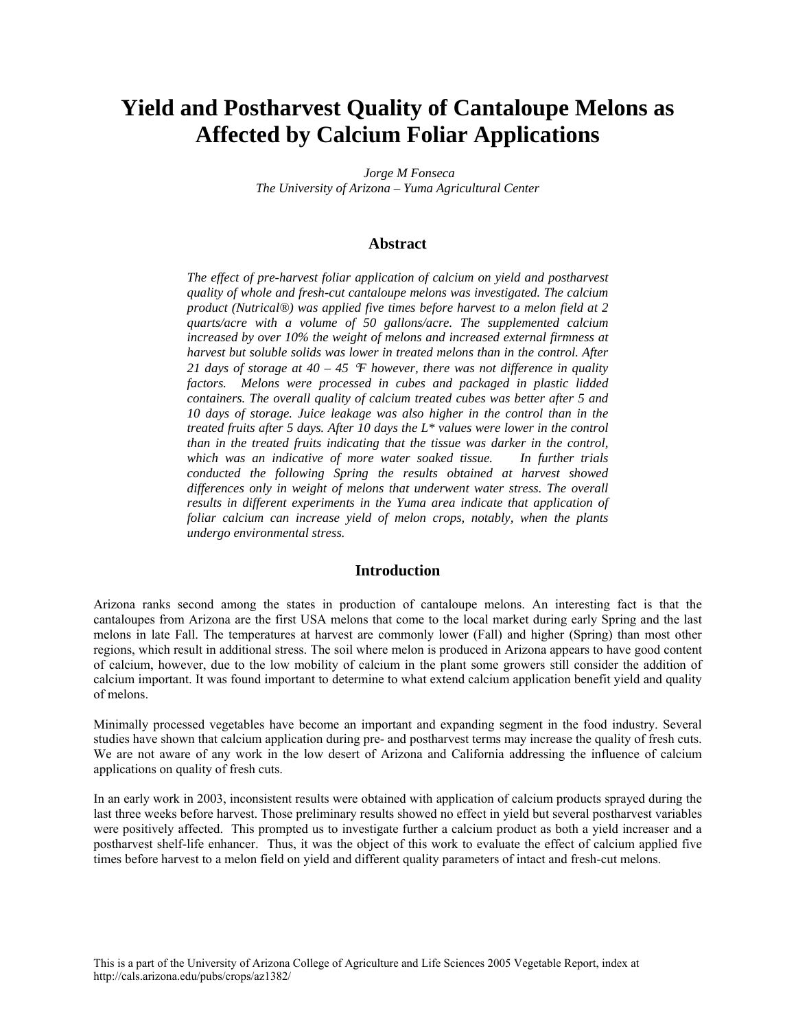# Yield and Postharvest Quality of Cantaloupe Melons as Affected by Calcium Foliar Applications

*Jorge M Fonseca*
*The University of Arizona – Yuma Agricultural Center*

## Abstract

*The effect of pre-harvest foliar application of calcium on yield and postharvest quality of whole and fresh-cut cantaloupe melons was investigated. The calcium product (Nutrical®) was applied five times before harvest to a melon field at 2 quarts/acre with a volume of 50 gallons/acre. The supplemented calcium increased by over 10% the weight of melons and increased external firmness at harvest but soluble solids was lower in treated melons than in the control. After 21 days of storage at 40 – 45 ℉ however, there was not difference in quality factors. Melons were processed in cubes and packaged in plastic lidded containers. The overall quality of calcium treated cubes was better after 5 and 10 days of storage. Juice leakage was also higher in the control than in the treated fruits after 5 days. After 10 days the L\* values were lower in the control than in the treated fruits indicating that the tissue was darker in the control, which was an indicative of more water soaked tissue. In further trials conducted the following Spring the results obtained at harvest showed differences only in weight of melons that underwent water stress. The overall results in different experiments in the Yuma area indicate that application of foliar calcium can increase yield of melon crops, notably, when the plants undergo environmental stress.*

## Introduction

Arizona ranks second among the states in production of cantaloupe melons. An interesting fact is that the cantaloupes from Arizona are the first USA melons that come to the local market during early Spring and the last melons in late Fall. The temperatures at harvest are commonly lower (Fall) and higher (Spring) than most other regions, which result in additional stress. The soil where melon is produced in Arizona appears to have good content of calcium, however, due to the low mobility of calcium in the plant some growers still consider the addition of calcium important. It was found important to determine to what extend calcium application benefit yield and quality of melons.

Minimally processed vegetables have become an important and expanding segment in the food industry. Several studies have shown that calcium application during pre- and postharvest terms may increase the quality of fresh cuts. We are not aware of any work in the low desert of Arizona and California addressing the influence of calcium applications on quality of fresh cuts.

In an early work in 2003, inconsistent results were obtained with application of calcium products sprayed during the last three weeks before harvest. Those preliminary results showed no effect in yield but several postharvest variables were positively affected. This prompted us to investigate further a calcium product as both a yield increaser and a postharvest shelf-life enhancer. Thus, it was the object of this work to evaluate the effect of calcium applied five times before harvest to a melon field on yield and different quality parameters of intact and fresh-cut melons.

This is a part of the University of Arizona College of Agriculture and Life Sciences 2005 Vegetable Report, index at http://cals.arizona.edu/pubs/crops/az1382/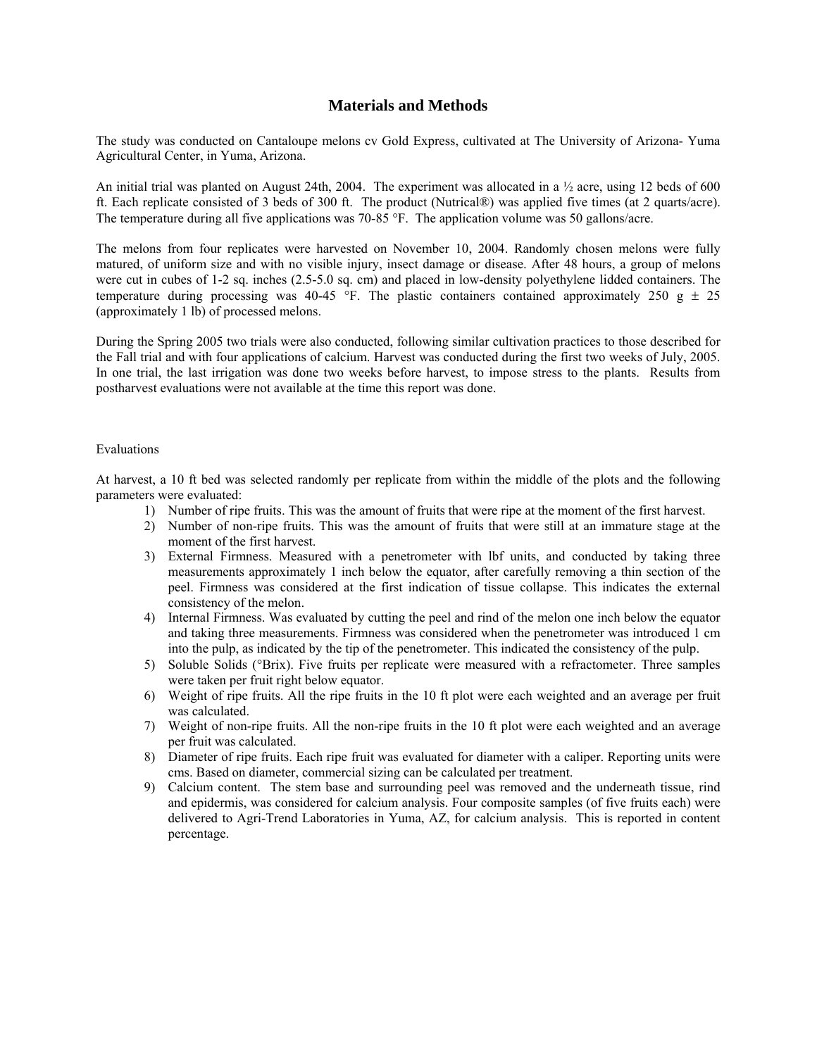# Materials and Methods

The study was conducted on Cantaloupe melons cv Gold Express, cultivated at The University of Arizona- Yuma Agricultural Center, in Yuma, Arizona.

An initial trial was planted on August 24th, 2004. The experiment was allocated in a ½ acre, using 12 beds of 600 ft. Each replicate consisted of 3 beds of 300 ft. The product (Nutrical®) was applied five times (at 2 quarts/acre). The temperature during all five applications was 70-85 °F. The application volume was 50 gallons/acre.

The melons from four replicates were harvested on November 10, 2004. Randomly chosen melons were fully matured, of uniform size and with no visible injury, insect damage or disease. After 48 hours, a group of melons were cut in cubes of 1-2 sq. inches (2.5-5.0 sq. cm) and placed in low-density polyethylene lidded containers. The temperature during processing was 40-45 °F. The plastic containers contained approximately 250 g ± 25 (approximately 1 lb) of processed melons.

During the Spring 2005 two trials were also conducted, following similar cultivation practices to those described for the Fall trial and with four applications of calcium. Harvest was conducted during the first two weeks of July, 2005. In one trial, the last irrigation was done two weeks before harvest, to impose stress to the plants. Results from postharvest evaluations were not available at the time this report was done.

Evaluations

At harvest, a 10 ft bed was selected randomly per replicate from within the middle of the plots and the following parameters were evaluated:

1) Number of ripe fruits. This was the amount of fruits that were ripe at the moment of the first harvest.
2) Number of non-ripe fruits. This was the amount of fruits that were still at an immature stage at the moment of the first harvest.
3) External Firmness. Measured with a penetrometer with lbf units, and conducted by taking three measurements approximately 1 inch below the equator, after carefully removing a thin section of the peel. Firmness was considered at the first indication of tissue collapse. This indicates the external consistency of the melon.
4) Internal Firmness. Was evaluated by cutting the peel and rind of the melon one inch below the equator and taking three measurements. Firmness was considered when the penetrometer was introduced 1 cm into the pulp, as indicated by the tip of the penetrometer. This indicated the consistency of the pulp.
5) Soluble Solids (°Brix). Five fruits per replicate were measured with a refractometer. Three samples were taken per fruit right below equator.
6) Weight of ripe fruits. All the ripe fruits in the 10 ft plot were each weighted and an average per fruit was calculated.
7) Weight of non-ripe fruits. All the non-ripe fruits in the 10 ft plot were each weighted and an average per fruit was calculated.
8) Diameter of ripe fruits. Each ripe fruit was evaluated for diameter with a caliper. Reporting units were cms. Based on diameter, commercial sizing can be calculated per treatment.
9) Calcium content. The stem base and surrounding peel was removed and the underneath tissue, rind and epidermis, was considered for calcium analysis. Four composite samples (of five fruits each) were delivered to Agri-Trend Laboratories in Yuma, AZ, for calcium analysis. This is reported in content percentage.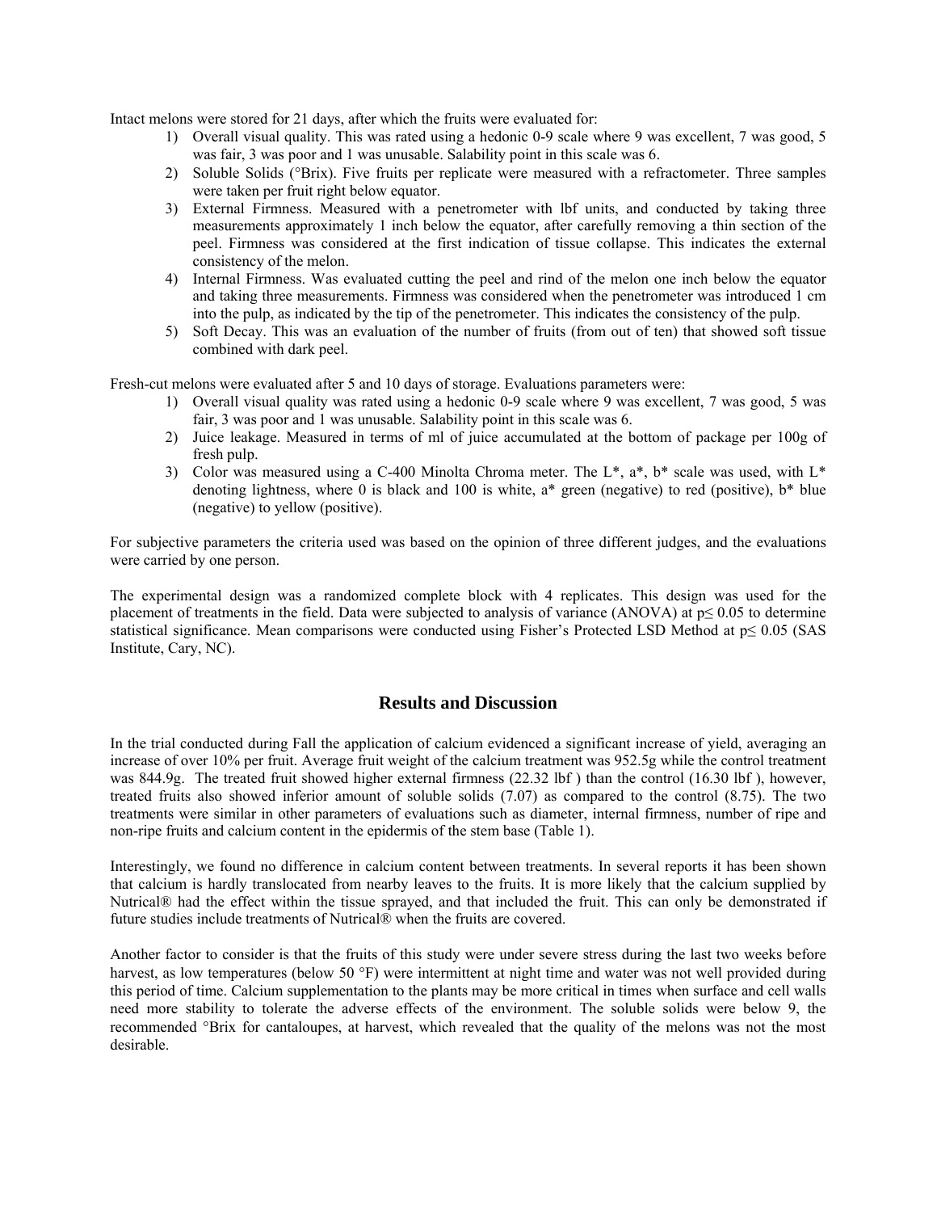Intact melons were stored for 21 days, after which the fruits were evaluated for:

1) Overall visual quality. This was rated using a hedonic 0-9 scale where 9 was excellent, 7 was good, 5 was fair, 3 was poor and 1 was unusable. Salability point in this scale was 6.
2) Soluble Solids (°Brix). Five fruits per replicate were measured with a refractometer. Three samples were taken per fruit right below equator.
3) External Firmness. Measured with a penetrometer with lbf units, and conducted by taking three measurements approximately 1 inch below the equator, after carefully removing a thin section of the peel. Firmness was considered at the first indication of tissue collapse. This indicates the external consistency of the melon.
4) Internal Firmness. Was evaluated cutting the peel and rind of the melon one inch below the equator and taking three measurements. Firmness was considered when the penetrometer was introduced 1 cm into the pulp, as indicated by the tip of the penetrometer. This indicates the consistency of the pulp.
5) Soft Decay. This was an evaluation of the number of fruits (from out of ten) that showed soft tissue combined with dark peel.

Fresh-cut melons were evaluated after 5 and 10 days of storage. Evaluations parameters were:

1) Overall visual quality was rated using a hedonic 0-9 scale where 9 was excellent, 7 was good, 5 was fair, 3 was poor and 1 was unusable. Salability point in this scale was 6.
2) Juice leakage. Measured in terms of ml of juice accumulated at the bottom of package per 100g of fresh pulp.
3) Color was measured using a C-400 Minolta Chroma meter. The L*, a*, b* scale was used, with L* denoting lightness, where 0 is black and 100 is white, a* green (negative) to red (positive), b* blue (negative) to yellow (positive).

For subjective parameters the criteria used was based on the opinion of three different judges, and the evaluations were carried by one person.

The experimental design was a randomized complete block with 4 replicates. This design was used for the placement of treatments in the field. Data were subjected to analysis of variance (ANOVA) at $p \leq 0.05$ to determine statistical significance. Mean comparisons were conducted using Fisher's Protected LSD Method at $p \leq 0.05$ (SAS Institute, Cary, NC).

## Results and Discussion

In the trial conducted during Fall the application of calcium evidenced a significant increase of yield, averaging an increase of over 10% per fruit. Average fruit weight of the calcium treatment was 952.5g while the control treatment was 844.9g. The treated fruit showed higher external firmness (22.32 lbf ) than the control (16.30 lbf ), however, treated fruits also showed inferior amount of soluble solids (7.07) as compared to the control (8.75). The two treatments were similar in other parameters of evaluations such as diameter, internal firmness, number of ripe and non-ripe fruits and calcium content in the epidermis of the stem base (Table 1).

Interestingly, we found no difference in calcium content between treatments. In several reports it has been shown that calcium is hardly translocated from nearby leaves to the fruits. It is more likely that the calcium supplied by Nutrical® had the effect within the tissue sprayed, and that included the fruit. This can only be demonstrated if future studies include treatments of Nutrical® when the fruits are covered.

Another factor to consider is that the fruits of this study were under severe stress during the last two weeks before harvest, as low temperatures (below 50 °F) were intermittent at night time and water was not well provided during this period of time. Calcium supplementation to the plants may be more critical in times when surface and cell walls need more stability to tolerate the adverse effects of the environment. The soluble solids were below 9, the recommended °Brix for cantaloupes, at harvest, which revealed that the quality of the melons was not the most desirable.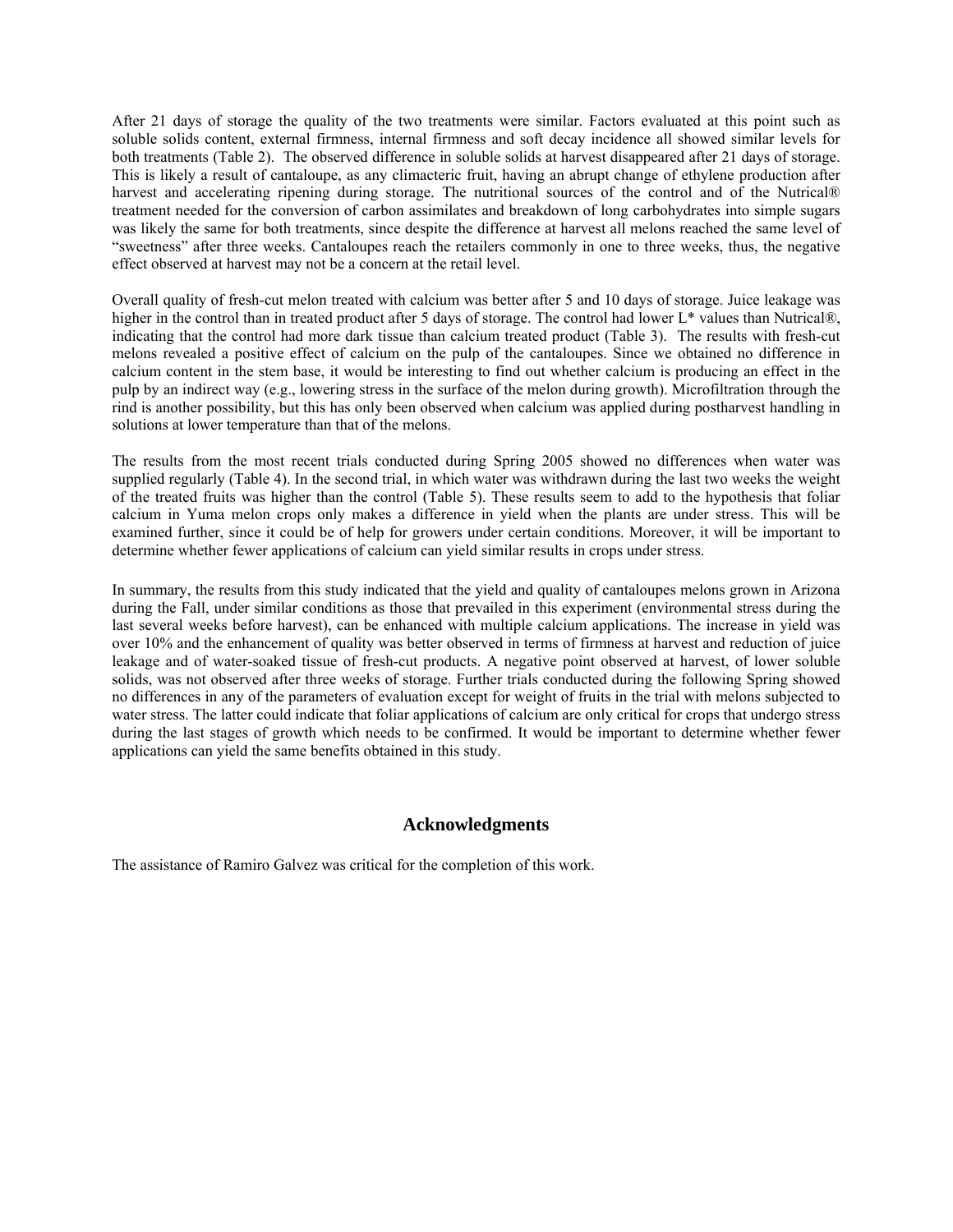After 21 days of storage the quality of the two treatments were similar. Factors evaluated at this point such as soluble solids content, external firmness, internal firmness and soft decay incidence all showed similar levels for both treatments (Table 2). The observed difference in soluble solids at harvest disappeared after 21 days of storage. This is likely a result of cantaloupe, as any climacteric fruit, having an abrupt change of ethylene production after harvest and accelerating ripening during storage. The nutritional sources of the control and of the Nutrical® treatment needed for the conversion of carbon assimilates and breakdown of long carbohydrates into simple sugars was likely the same for both treatments, since despite the difference at harvest all melons reached the same level of "sweetness" after three weeks. Cantaloupes reach the retailers commonly in one to three weeks, thus, the negative effect observed at harvest may not be a concern at the retail level.

Overall quality of fresh-cut melon treated with calcium was better after 5 and 10 days of storage. Juice leakage was higher in the control than in treated product after 5 days of storage. The control had lower L* values than Nutrical®, indicating that the control had more dark tissue than calcium treated product (Table 3). The results with fresh-cut melons revealed a positive effect of calcium on the pulp of the cantaloupes. Since we obtained no difference in calcium content in the stem base, it would be interesting to find out whether calcium is producing an effect in the pulp by an indirect way (e.g., lowering stress in the surface of the melon during growth). Microfiltration through the rind is another possibility, but this has only been observed when calcium was applied during postharvest handling in solutions at lower temperature than that of the melons.

The results from the most recent trials conducted during Spring 2005 showed no differences when water was supplied regularly (Table 4). In the second trial, in which water was withdrawn during the last two weeks the weight of the treated fruits was higher than the control (Table 5). These results seem to add to the hypothesis that foliar calcium in Yuma melon crops only makes a difference in yield when the plants are under stress. This will be examined further, since it could be of help for growers under certain conditions. Moreover, it will be important to determine whether fewer applications of calcium can yield similar results in crops under stress.

In summary, the results from this study indicated that the yield and quality of cantaloupes melons grown in Arizona during the Fall, under similar conditions as those that prevailed in this experiment (environmental stress during the last several weeks before harvest), can be enhanced with multiple calcium applications. The increase in yield was over 10% and the enhancement of quality was better observed in terms of firmness at harvest and reduction of juice leakage and of water-soaked tissue of fresh-cut products. A negative point observed at harvest, of lower soluble solids, was not observed after three weeks of storage. Further trials conducted during the following Spring showed no differences in any of the parameters of evaluation except for weight of fruits in the trial with melons subjected to water stress. The latter could indicate that foliar applications of calcium are only critical for crops that undergo stress during the last stages of growth which needs to be confirmed. It would be important to determine whether fewer applications can yield the same benefits obtained in this study.

## Acknowledgments

The assistance of Ramiro Galvez was critical for the completion of this work.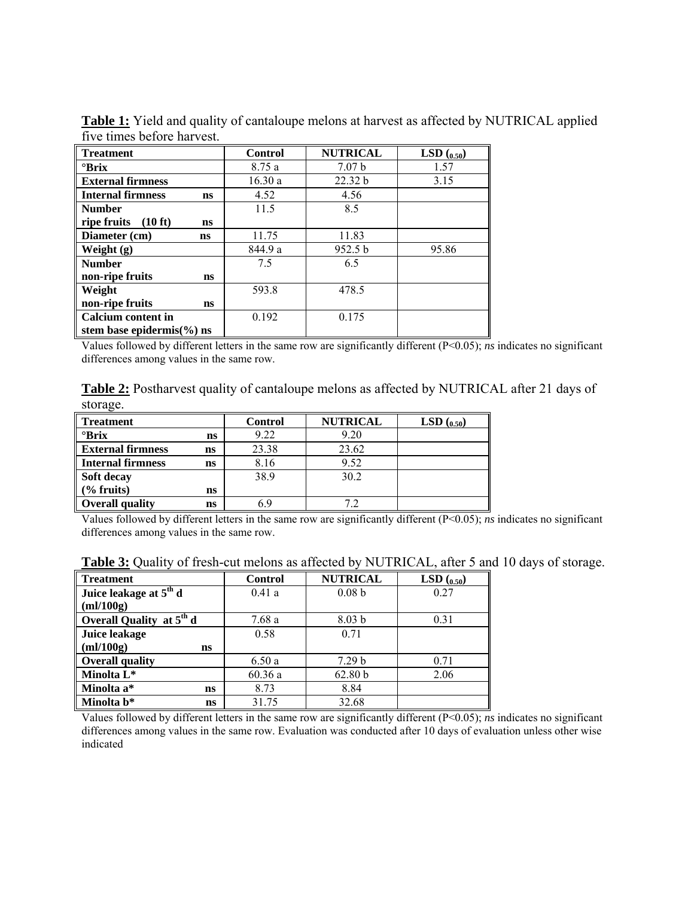**Table 1:** Yield and quality of cantaloupe melons at harvest as affected by NUTRICAL applied five times before harvest.

| Treatment | Control | NUTRICAL | LSD $(_{0.50})$ |
|---|---|---|---|
| °Brix | 8.75 a | 7.07 b | 1.57 |
| External firmness | 16.30 a | 22.32 b | 3.15 |
| Internal firmness ns | 4.52 | 4.56 | |
| Number ripe fruits (10 ft) ns | 11.5 | 8.5 | |
| Diameter (cm) ns | 11.75 | 11.83 | |
| Weight (g) | 844.9 a | 952.5 b | 95.86 |
| Number non-ripe fruits ns | 7.5 | 6.5 | |
| Weight non-ripe fruits ns | 593.8 | 478.5 | |
| Calcium content in stem base epidermis(%) ns | 0.192 | 0.175 | |

Values followed by different letters in the same row are significantly different ($P<0.05$); *ns* indicates no significant differences among values in the same row.

**Table 2:** Postharvest quality of cantaloupe melons as affected by NUTRICAL after 21 days of storage.

| Treatment | Control | NUTRICAL | LSD $(_{0.50})$ |
|---|---|---|---|
| °Brix ns | 9.22 | 9.20 | |
| External firmness ns | 23.38 | 23.62 | |
| Internal firmness ns | 8.16 | 9.52 | |
| Soft decay (% fruits) ns | 38.9 | 30.2 | |
| Overall quality ns | 6.9 | 7.2 | |

Values followed by different letters in the same row are significantly different ($P<0.05$); *ns* indicates no significant differences among values in the same row.

**Table 3:** Quality of fresh-cut melons as affected by NUTRICAL, after 5 and 10 days of storage.

| Treatment | Control | NUTRICAL | LSD $(_{0.50})$ |
|---|---|---|---|
| Juice leakage at $5^{th}$ d (ml/100g) | 0.41 a | 0.08 b | 0.27 |
| Overall Quality at $5^{th}$ d | 7.68 a | 8.03 b | 0.31 |
| Juice leakage (ml/100g) ns | 0.58 | 0.71 | |
| Overall quality | 6.50 a | 7.29 b | 0.71 |
| Minolta L* | 60.36 a | 62.80 b | 2.06 |
| Minolta a* ns | 8.73 | 8.84 | |
| Minolta b* ns | 31.75 | 32.68 | |

Values followed by different letters in the same row are significantly different ($P<0.05$); *ns* indicates no significant differences among values in the same row. Evaluation was conducted after 10 days of evaluation unless other wise indicated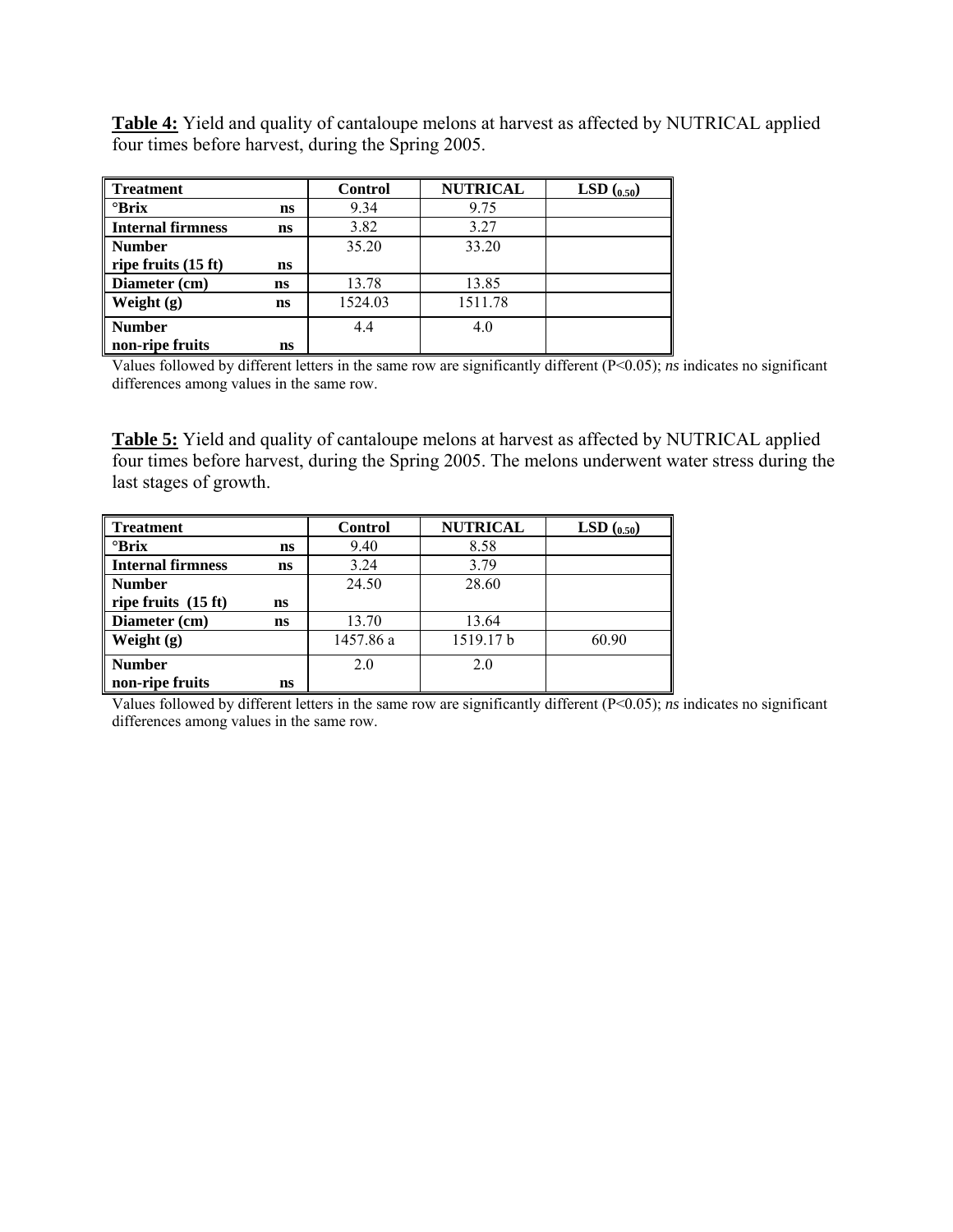**Table 4:** Yield and quality of cantaloupe melons at harvest as affected by NUTRICAL applied four times before harvest, during the Spring 2005.

| Treatment | | Control | NUTRICAL | LSD $_{(0.50)}$ |
|---|---|---|---|---|
| **°Brix** | **ns** | 9.34 | 9.75 | |
| **Internal firmness** | **ns** | 3.82 | 3.27 | |
| **Number ripe fruits (15 ft)** | **ns** | 35.20 | 33.20 | |
| **Diameter (cm)** | **ns** | 13.78 | 13.85 | |
| **Weight (g)** | **ns** | 1524.03 | 1511.78 | |
| **Number non-ripe fruits** | **ns** | 4.4 | 4.0 | |

Values followed by different letters in the same row are significantly different ($P<0.05$); *ns* indicates no significant differences among values in the same row.

**Table 5:** Yield and quality of cantaloupe melons at harvest as affected by NUTRICAL applied four times before harvest, during the Spring 2005. The melons underwent water stress during the last stages of growth.

| Treatment | | Control | NUTRICAL | LSD $_{(0.50)}$ |
|---|---|---|---|---|
| **°Brix** | **ns** | 9.40 | 8.58 | |
| **Internal firmness** | **ns** | 3.24 | 3.79 | |
| **Number ripe fruits (15 ft)** | **ns** | 24.50 | 28.60 | |
| **Diameter (cm)** | **ns** | 13.70 | 13.64 | |
| **Weight (g)** | | 1457.86 a | 1519.17 b | 60.90 |
| **Number non-ripe fruits** | **ns** | 2.0 | 2.0 | |

Values followed by different letters in the same row are significantly different ($P<0.05$); *ns* indicates no significant differences among values in the same row.